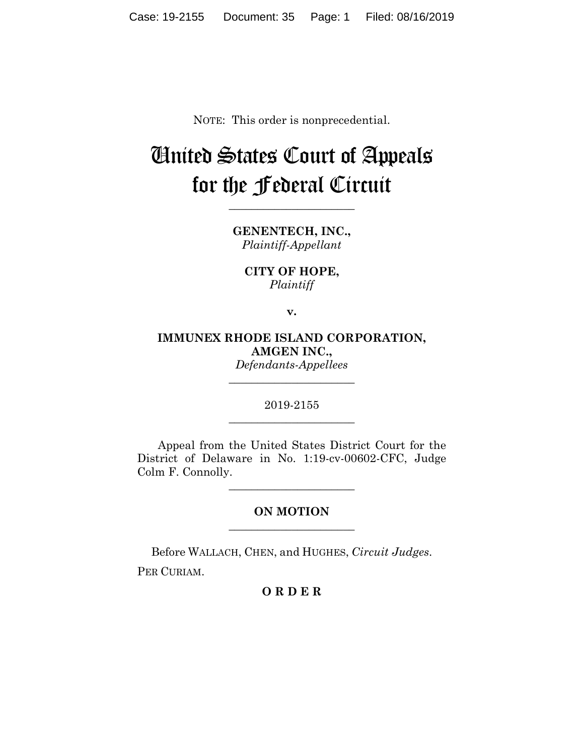NOTE: This order is nonprecedential.

# United States Court of Appeals for the Federal Circuit

______________________

**GENENTECH, INC.,**
*Plaintiff-Appellant*

**CITY OF HOPE,**
*Plaintiff*

**v.**

**IMMUNEX RHODE ISLAND CORPORATION, AMGEN INC.,**
*Defendants-Appellees*

______________________

2019-2155

______________________

Appeal from the United States District Court for the District of Delaware in No. 1:19-cv-00602-CFC, Judge Colm F. Connolly.

______________________

**ON MOTION**

______________________

Before WALLACH, CHEN, and HUGHES, *Circuit Judges*.

PER CURIAM.

**O R D E R**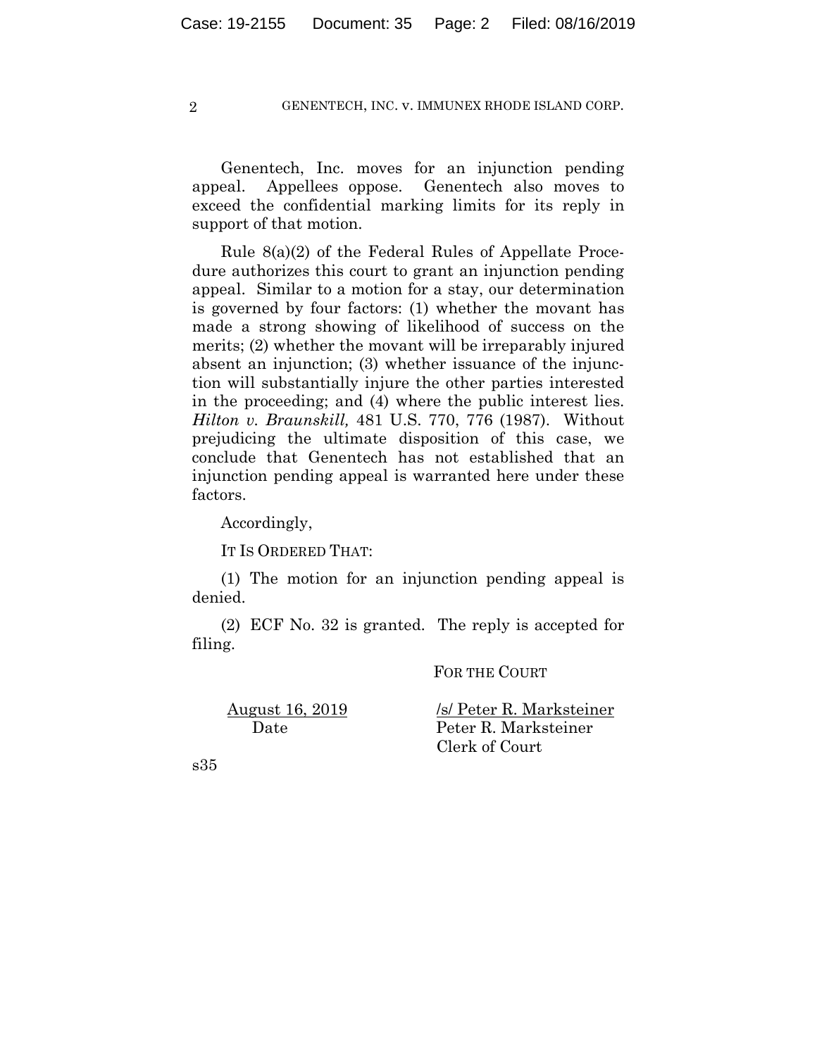Genentech, Inc. moves for an injunction pending appeal. Appellees oppose. Genentech also moves to exceed the confidential marking limits for its reply in support of that motion.

Rule 8(a)(2) of the Federal Rules of Appellate Procedure authorizes this court to grant an injunction pending appeal. Similar to a motion for a stay, our determination is governed by four factors: (1) whether the movant has made a strong showing of likelihood of success on the merits; (2) whether the movant will be irreparably injured absent an injunction; (3) whether issuance of the injunction will substantially injure the other parties interested in the proceeding; and (4) where the public interest lies. *Hilton v. Braunskill,* 481 U.S. 770, 776 (1987). Without prejudicing the ultimate disposition of this case, we conclude that Genentech has not established that an injunction pending appeal is warranted here under these factors.

Accordingly,

IT IS ORDERED THAT:

(1) The motion for an injunction pending appeal is denied.

(2) ECF No. 32 is granted. The reply is accepted for filing.

FOR THE COURT

August 16, 2019
Date

/s/ Peter R. Marksteiner
Peter R. Marksteiner
Clerk of Court

s35